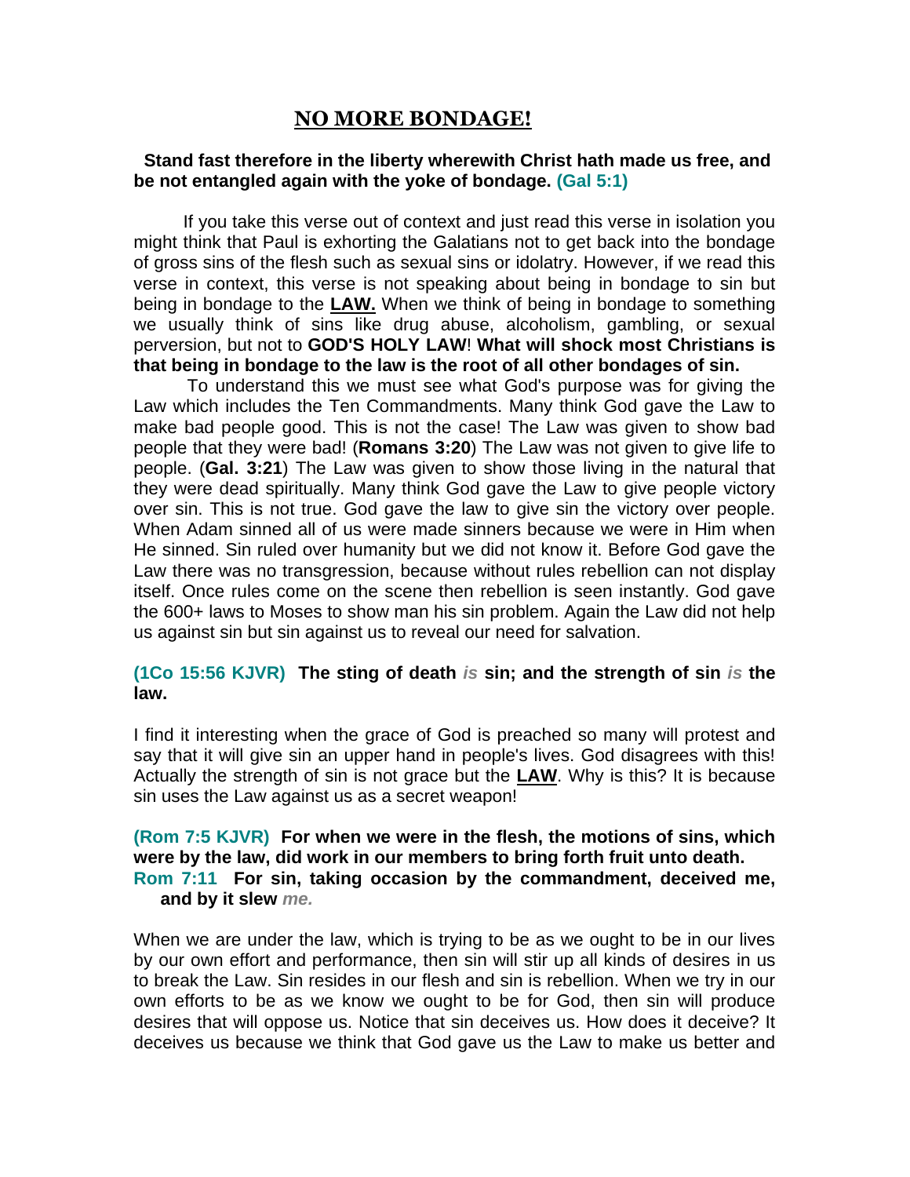# NO MORE BONDAGE!

**Stand fast therefore in the liberty wherewith Christ hath made us free, and be not entangled again with the yoke of bondage. (Gal 5:1)**

If you take this verse out of context and just read this verse in isolation you might think that Paul is exhorting the Galatians not to get back into the bondage of gross sins of the flesh such as sexual sins or idolatry. However, if we read this verse in context, this verse is not speaking about being in bondage to sin but being in bondage to the **LAW.** When we think of being in bondage to something we usually think of sins like drug abuse, alcoholism, gambling, or sexual perversion, but not to **GOD'S HOLY LAW**! **What will shock most Christians is that being in bondage to the law is the root of all other bondages of sin.**

To understand this we must see what God's purpose was for giving the Law which includes the Ten Commandments. Many think God gave the Law to make bad people good. This is not the case! The Law was given to show bad people that they were bad! (**Romans 3:20**) The Law was not given to give life to people. (**Gal. 3:21**) The Law was given to show those living in the natural that they were dead spiritually. Many think God gave the Law to give people victory over sin. This is not true. God gave the law to give sin the victory over people. When Adam sinned all of us were made sinners because we were in Him when He sinned. Sin ruled over humanity but we did not know it. Before God gave the Law there was no transgression, because without rules rebellion can not display itself. Once rules come on the scene then rebellion is seen instantly. God gave the 600+ laws to Moses to show man his sin problem. Again the Law did not help us against sin but sin against us to reveal our need for salvation.

**(1Co 15:56 KJVR) The sting of death *is* sin; and the strength of sin *is* the law.**

I find it interesting when the grace of God is preached so many will protest and say that it will give sin an upper hand in people's lives. God disagrees with this! Actually the strength of sin is not grace but the **LAW**. Why is this? It is because sin uses the Law against us as a secret weapon!

**(Rom 7:5 KJVR) For when we were in the flesh, the motions of sins, which were by the law, did work in our members to bring forth fruit unto death.**
**Rom 7:11 For sin, taking occasion by the commandment, deceived me, and by it slew *me.***

When we are under the law, which is trying to be as we ought to be in our lives by our own effort and performance, then sin will stir up all kinds of desires in us to break the Law. Sin resides in our flesh and sin is rebellion. When we try in our own efforts to be as we know we ought to be for God, then sin will produce desires that will oppose us. Notice that sin deceives us. How does it deceive? It deceives us because we think that God gave us the Law to make us better and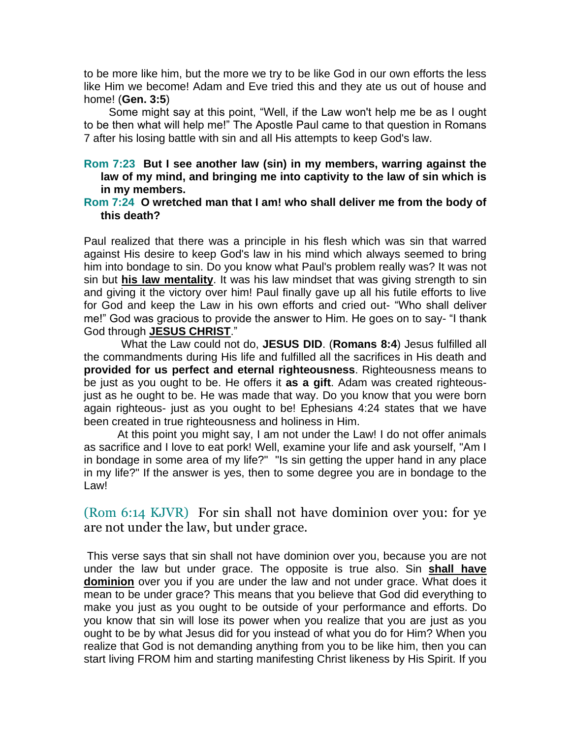to be more like him, but the more we try to be like God in our own efforts the less like Him we become! Adam and Eve tried this and they ate us out of house and home! (**Gen. 3:5**)

Some might say at this point, “Well, if the Law won't help me be as I ought to be then what will help me!” The Apostle Paul came to that question in Romans 7 after his losing battle with sin and all His attempts to keep God's law.

**Rom 7:23 But I see another law (sin) in my members, warring against the law of my mind, and bringing me into captivity to the law of sin which is in my members.**

**Rom 7:24 O wretched man that I am! who shall deliver me from the body of this death?**

Paul realized that there was a principle in his flesh which was sin that warred against His desire to keep God's law in his mind which always seemed to bring him into bondage to sin. Do you know what Paul's problem really was? It was not sin but **his law mentality**. It was his law mindset that was giving strength to sin and giving it the victory over him! Paul finally gave up all his futile efforts to live for God and keep the Law in his own efforts and cried out- “Who shall deliver me!” God was gracious to provide the answer to Him. He goes on to say- “I thank God through **JESUS CHRIST**.”

What the Law could not do, **JESUS DID**. (**Romans 8:4**) Jesus fulfilled all the commandments during His life and fulfilled all the sacrifices in His death and **provided for us perfect and eternal righteousness**. Righteousness means to be just as you ought to be. He offers it **as a gift**. Adam was created righteous- just as he ought to be. He was made that way. Do you know that you were born again righteous- just as you ought to be! Ephesians 4:24 states that we have been created in true righteousness and holiness in Him.

At this point you might say, I am not under the Law! I do not offer animals as sacrifice and I love to eat pork! Well, examine your life and ask yourself, "Am I in bondage in some area of my life?" "Is sin getting the upper hand in any place in my life?" If the answer is yes, then to some degree you are in bondage to the Law!

(Rom 6:14 KJVR) For sin shall not have dominion over you: for ye are not under the law, but under grace.

This verse says that sin shall not have dominion over you, because you are not under the law but under grace. The opposite is true also. Sin **shall have dominion** over you if you are under the law and not under grace. What does it mean to be under grace? This means that you believe that God did everything to make you just as you ought to be outside of your performance and efforts. Do you know that sin will lose its power when you realize that you are just as you ought to be by what Jesus did for you instead of what you do for Him? When you realize that God is not demanding anything from you to be like him, then you can start living FROM him and starting manifesting Christ likeness by His Spirit. If you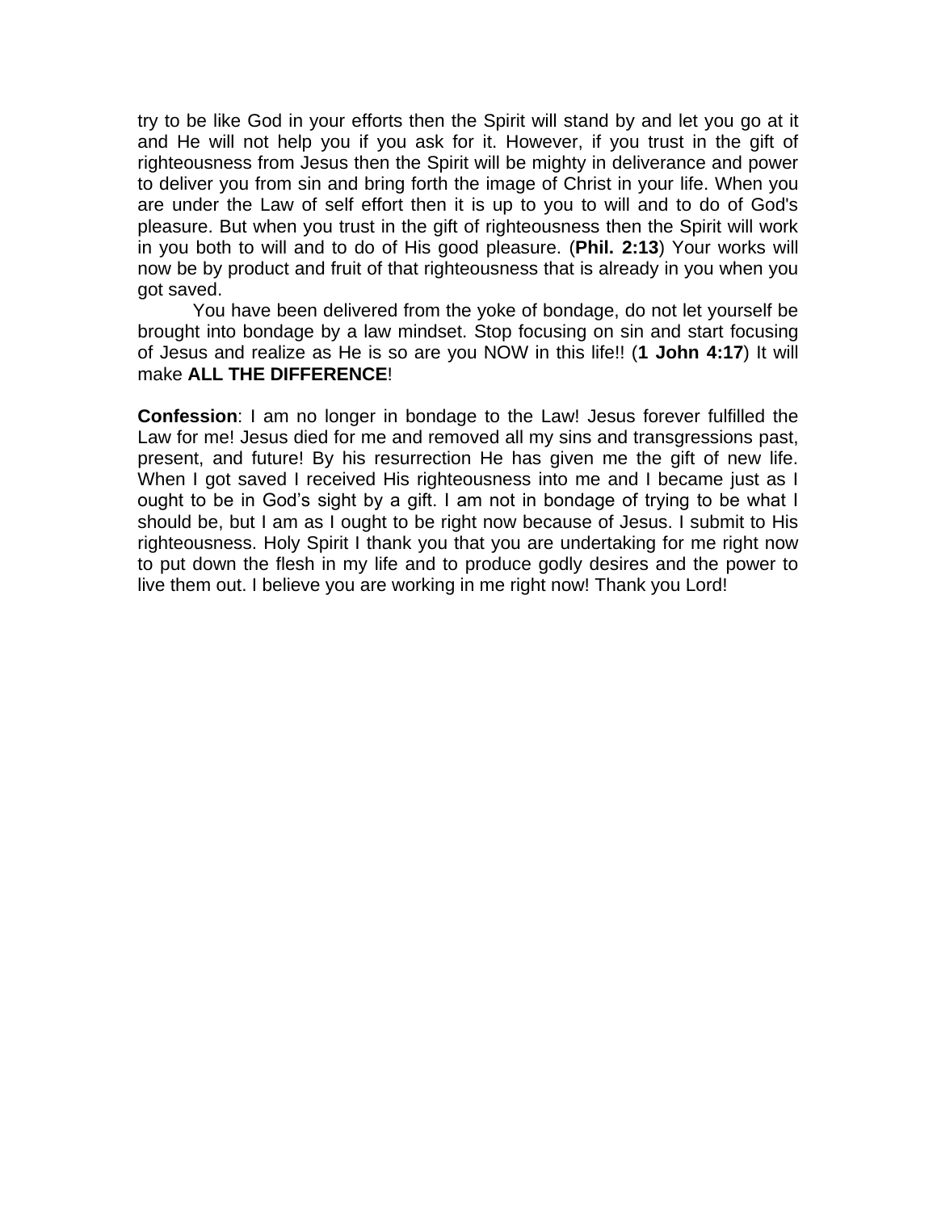try to be like God in your efforts then the Spirit will stand by and let you go at it and He will not help you if you ask for it. However, if you trust in the gift of righteousness from Jesus then the Spirit will be mighty in deliverance and power to deliver you from sin and bring forth the image of Christ in your life. When you are under the Law of self effort then it is up to you to will and to do of God's pleasure. But when you trust in the gift of righteousness then the Spirit will work in you both to will and to do of His good pleasure. (**Phil. 2:13**) Your works will now be by product and fruit of that righteousness that is already in you when you got saved.

You have been delivered from the yoke of bondage, do not let yourself be brought into bondage by a law mindset. Stop focusing on sin and start focusing of Jesus and realize as He is so are you NOW in this life!! (**1 John 4:17**) It will make **ALL THE DIFFERENCE**!

**Confession**: I am no longer in bondage to the Law! Jesus forever fulfilled the Law for me! Jesus died for me and removed all my sins and transgressions past, present, and future! By his resurrection He has given me the gift of new life. When I got saved I received His righteousness into me and I became just as I ought to be in God's sight by a gift. I am not in bondage of trying to be what I should be, but I am as I ought to be right now because of Jesus. I submit to His righteousness. Holy Spirit I thank you that you are undertaking for me right now to put down the flesh in my life and to produce godly desires and the power to live them out. I believe you are working in me right now! Thank you Lord!